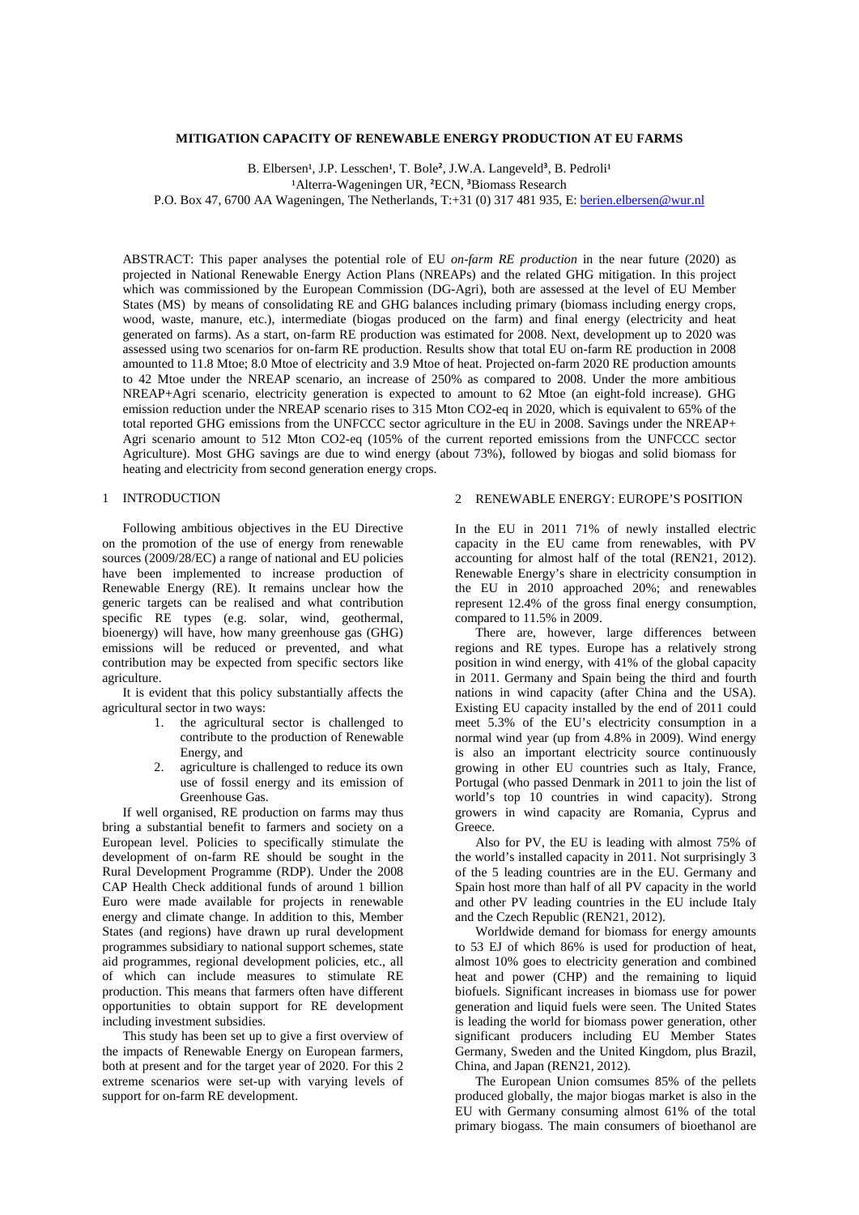# MITIGATION CAPACITY OF RENEWABLE ENERGY PRODUCTION AT EU FARMS

B. Elbersen[1], J.P. Lesschen[1], T. Bole[2], J.W.A. Langeveld[3], B. Pedroli[1]

[1]Alterra-Wageningen UR, [2]ECN, [3]Biomass Research

P.O. Box 47, 6700 AA Wageningen, The Netherlands, T:+31 (0) 317 481 935, E: berien.elbersen@wur.nl

ABSTRACT: This paper analyses the potential role of EU *on-farm RE production* in the near future (2020) as projected in National Renewable Energy Action Plans (NREAPs) and the related GHG mitigation. In this project which was commissioned by the European Commission (DG-Agri), both are assessed at the level of EU Member States (MS) by means of consolidating RE and GHG balances including primary (biomass including energy crops, wood, waste, manure, etc.), intermediate (biogas produced on the farm) and final energy (electricity and heat generated on farms). As a start, on-farm RE production was estimated for 2008. Next, development up to 2020 was assessed using two scenarios for on-farm RE production. Results show that total EU on-farm RE production in 2008 amounted to 11.8 Mtoe; 8.0 Mtoe of electricity and 3.9 Mtoe of heat. Projected on-farm 2020 RE production amounts to 42 Mtoe under the NREAP scenario, an increase of 250% as compared to 2008. Under the more ambitious NREAP+Agri scenario, electricity generation is expected to amount to 62 Mtoe (an eight-fold increase). GHG emission reduction under the NREAP scenario rises to 315 Mton CO2-eq in 2020, which is equivalent to 65% of the total reported GHG emissions from the UNFCCC sector agriculture in the EU in 2008. Savings under the NREAP+ Agri scenario amount to 512 Mton CO2-eq (105% of the current reported emissions from the UNFCCC sector Agriculture). Most GHG savings are due to wind energy (about 73%), followed by biogas and solid biomass for heating and electricity from second generation energy crops.

## 1 INTRODUCTION

Following ambitious objectives in the EU Directive on the promotion of the use of energy from renewable sources (2009/28/EC) a range of national and EU policies have been implemented to increase production of Renewable Energy (RE). It remains unclear how the generic targets can be realised and what contribution specific RE types (e.g. solar, wind, geothermal, bioenergy) will have, how many greenhouse gas (GHG) emissions will be reduced or prevented, and what contribution may be expected from specific sectors like agriculture.

It is evident that this policy substantially affects the agricultural sector in two ways:

1. the agricultural sector is challenged to contribute to the production of Renewable Energy, and
2. agriculture is challenged to reduce its own use of fossil energy and its emission of Greenhouse Gas.

If well organised, RE production on farms may thus bring a substantial benefit to farmers and society on a European level. Policies to specifically stimulate the development of on-farm RE should be sought in the Rural Development Programme (RDP). Under the 2008 CAP Health Check additional funds of around 1 billion Euro were made available for projects in renewable energy and climate change. In addition to this, Member States (and regions) have drawn up rural development programmes subsidiary to national support schemes, state aid programmes, regional development policies, etc., all of which can include measures to stimulate RE production. This means that farmers often have different opportunities to obtain support for RE development including investment subsidies.

This study has been set up to give a first overview of the impacts of Renewable Energy on European farmers, both at present and for the target year of 2020. For this 2 extreme scenarios were set-up with varying levels of support for on-farm RE development.

## 2 RENEWABLE ENERGY: EUROPE'S POSITION

In the EU in 2011 71% of newly installed electric capacity in the EU came from renewables, with PV accounting for almost half of the total (REN21, 2012). Renewable Energy's share in electricity consumption in the EU in 2010 approached 20%; and renewables represent 12.4% of the gross final energy consumption, compared to 11.5% in 2009.

There are, however, large differences between regions and RE types. Europe has a relatively strong position in wind energy, with 41% of the global capacity in 2011. Germany and Spain being the third and fourth nations in wind capacity (after China and the USA). Existing EU capacity installed by the end of 2011 could meet 5.3% of the EU's electricity consumption in a normal wind year (up from 4.8% in 2009). Wind energy is also an important electricity source continuously growing in other EU countries such as Italy, France, Portugal (who passed Denmark in 2011 to join the list of world's top 10 countries in wind capacity). Strong growers in wind capacity are Romania, Cyprus and Greece.

Also for PV, the EU is leading with almost 75% of the world's installed capacity in 2011. Not surprisingly 3 of the 5 leading countries are in the EU. Germany and Spain host more than half of all PV capacity in the world and other PV leading countries in the EU include Italy and the Czech Republic (REN21, 2012).

Worldwide demand for biomass for energy amounts to 53 EJ of which 86% is used for production of heat, almost 10% goes to electricity generation and combined heat and power (CHP) and the remaining to liquid biofuels. Significant increases in biomass use for power generation and liquid fuels were seen. The United States is leading the world for biomass power generation, other significant producers including EU Member States Germany, Sweden and the United Kingdom, plus Brazil, China, and Japan (REN21, 2012).

The European Union comsumes 85% of the pellets produced globally, the major biogas market is also in the EU with Germany consuming almost 61% of the total primary biogass. The main consumers of bioethanol are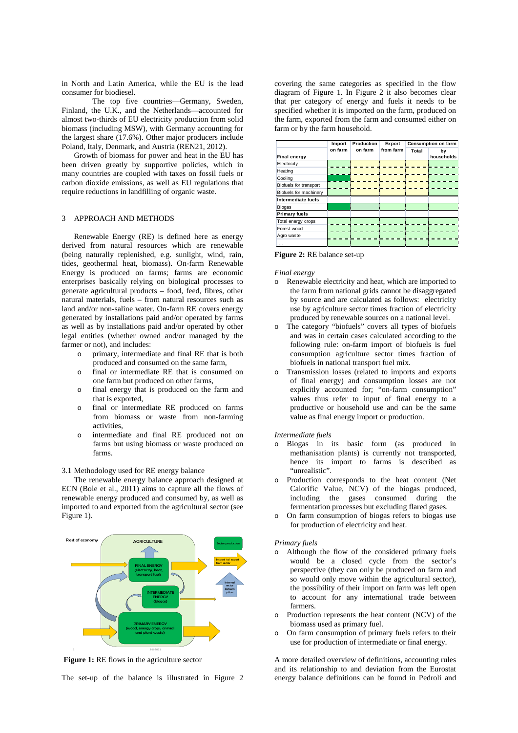in North and Latin America, while the EU is the lead consumer for biodiesel.

The top five countries—Germany, Sweden, Finland, the U.K., and the Netherlands—accounted for almost two-thirds of EU electricity production from solid biomass (including MSW), with Germany accounting for the largest share (17.6%). Other major producers include Poland, Italy, Denmark, and Austria (REN21, 2012).

Growth of biomass for power and heat in the EU has been driven greatly by supportive policies, which in many countries are coupled with taxes on fossil fuels or carbon dioxide emissions, as well as EU regulations that require reductions in landfilling of organic waste.

## 3 APPROACH AND METHODS

Renewable Energy (RE) is defined here as energy derived from natural resources which are renewable (being naturally replenished, e.g. sunlight, wind, rain, tides, geothermal heat, biomass). On-farm Renewable Energy is produced on farms; farms are economic enterprises basically relying on biological processes to generate agricultural products – food, feed, fibres, other natural materials, fuels – from natural resources such as land and/or non-saline water. On-farm RE covers energy generated by installations paid and/or operated by farms as well as by installations paid and/or operated by other legal entities (whether owned and/or managed by the farmer or not), and includes:

- primary, intermediate and final RE that is both produced and consumed on the same farm,
- final or intermediate RE that is consumed on one farm but produced on other farms,
- final energy that is produced on the farm and that is exported,
- final or intermediate RE produced on farms from biomass or waste from non-farming activities,
- intermediate and final RE produced not on farms but using biomass or waste produced on farms.

### 3.1 Methodology used for RE energy balance

The renewable energy balance approach designed at ECN (Bole et al., 2011) aims to capture all the flows of renewable energy produced and consumed by, as well as imported to and exported from the agricultural sector (see Figure 1).

**Figure 1:** RE flows in the agriculture sector

The set-up of the balance is illustrated in Figure 2 covering the same categories as specified in the flow diagram of Figure 1. In Figure 2 it also becomes clear that per category of energy and fuels it needs to be specified whether it is imported on the farm, produced on the farm, exported from the farm and consumed either on farm or by the farm household.

| | Import on farm | Production on farm | Export from farm | Consumption on farm | |
|---|---|---|---|---|---|
| | | | | Total | by households |
| **Final energy** | | | | | |
| Electricity | | | | | |
| Heating | | | | | |
| Cooling | | | | | |
| Biofuels for transport | | | | | |
| Biofuels for machinery | | | | | |
| **Intermediate fuels** | | | | | |
| Biogas | | | | | |
| **Primary fuels** | | | | | |
| Total energy crops | | | | | |
| Forest wood | | | | | |
| Agro waste | | | | | |
| .... | | | | | |

**Figure 2:** RE balance set-up

*Final energy*

- Renewable electricity and heat, which are imported to the farm from national grids cannot be disaggregated by source and are calculated as follows: electricity use by agriculture sector times fraction of electricity produced by renewable sources on a national level.
- The category "biofuels" covers all types of biofuels and was in certain cases calculated according to the following rule: on-farm import of biofuels is fuel consumption agriculture sector times fraction of biofuels in national transport fuel mix.
- Transmission losses (related to imports and exports of final energy) and consumption losses are not explicitly accounted for; "on-farm consumption" values thus refer to input of final energy to a productive or household use and can be the same value as final energy import or production.

*Intermediate fuels*

- Biogas in its basic form (as produced in methanisation plants) is currently not transported, hence its import to farms is described as "unrealistic".
- Production corresponds to the heat content (Net Calorific Value, NCV) of the biogas produced, including the gases consumed during the fermentation processes but excluding flared gases.
- On farm consumption of biogas refers to biogas use for production of electricity and heat.

*Primary fuels*

- Although the flow of the considered primary fuels would be a closed cycle from the sector's perspective (they can only be produced on farm and so would only move within the agricultural sector), the possibility of their import on farm was left open to account for any international trade between farmers.
- Production represents the heat content (NCV) of the biomass used as primary fuel.
- On farm consumption of primary fuels refers to their use for production of intermediate or final energy.

A more detailed overview of definitions, accounting rules and its relationship to and deviation from the Eurostat energy balance definitions can be found in Pedroli and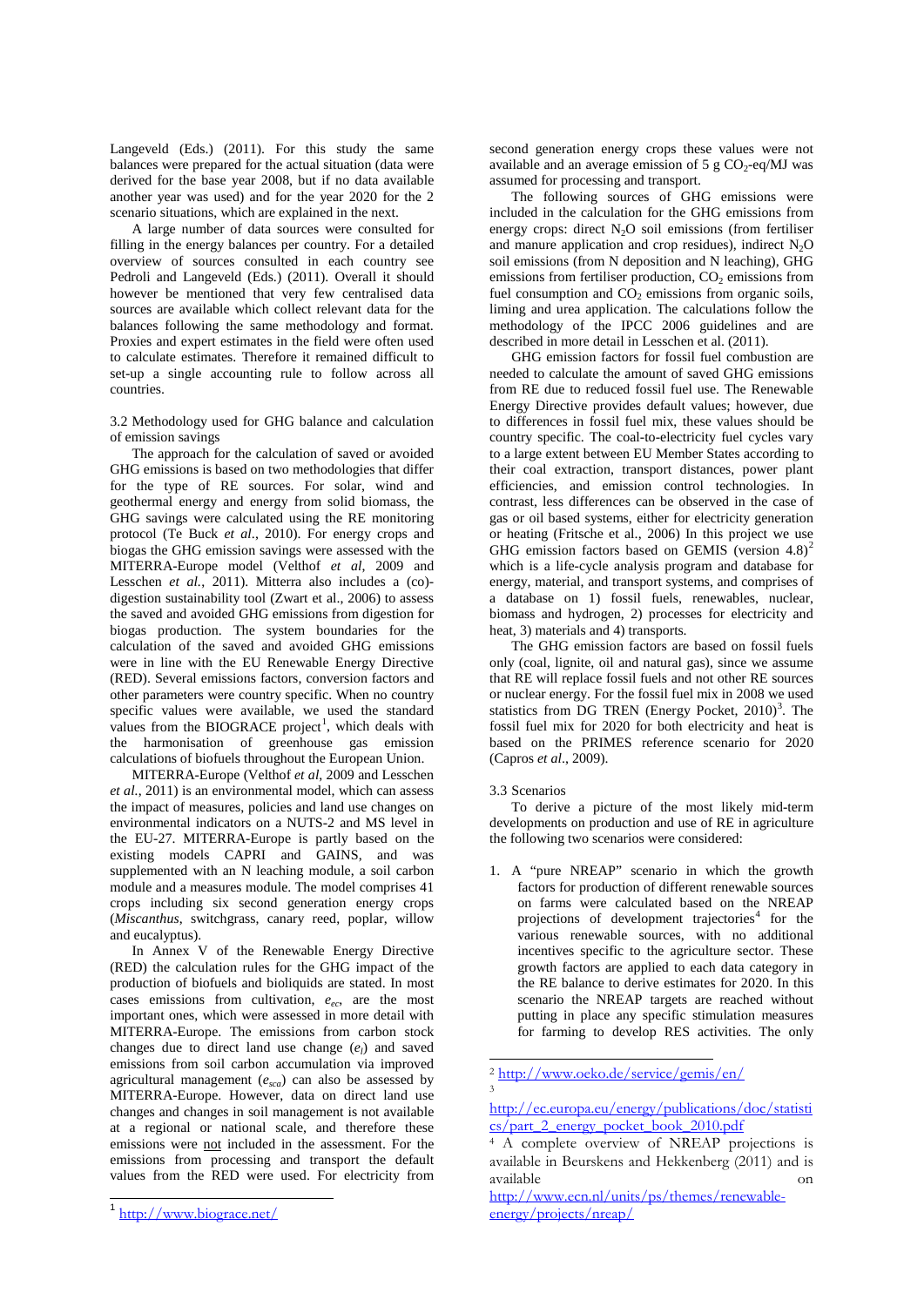Langeveld (Eds.) (2011). For this study the same balances were prepared for the actual situation (data were derived for the base year 2008, but if no data available another year was used) and for the year 2020 for the 2 scenario situations, which are explained in the next.

A large number of data sources were consulted for filling in the energy balances per country. For a detailed overview of sources consulted in each country see Pedroli and Langeveld (Eds.) (2011). Overall it should however be mentioned that very few centralised data sources are available which collect relevant data for the balances following the same methodology and format. Proxies and expert estimates in the field were often used to calculate estimates. Therefore it remained difficult to set-up a single accounting rule to follow across all countries.

### 3.2 Methodology used for GHG balance and calculation of emission savings

The approach for the calculation of saved or avoided GHG emissions is based on two methodologies that differ for the type of RE sources. For solar, wind and geothermal energy and energy from solid biomass, the GHG savings were calculated using the RE monitoring protocol (Te Buck *et al*., 2010). For energy crops and biogas the GHG emission savings were assessed with the MITERRA-Europe model (Velthof *et al*, 2009 and Lesschen *et al.*, 2011). Mitterra also includes a (co)-digestion sustainability tool (Zwart et al., 2006) to assess the saved and avoided GHG emissions from digestion for biogas production. The system boundaries for the calculation of the saved and avoided GHG emissions were in line with the EU Renewable Energy Directive (RED). Several emissions factors, conversion factors and other parameters were country specific. When no country specific values were available, we used the standard values from the BIOGRACE project[1], which deals with the harmonisation of greenhouse gas emission calculations of biofuels throughout the European Union.

MITERRA-Europe (Velthof *et al*, 2009 and Lesschen *et al.*, 2011) is an environmental model, which can assess the impact of measures, policies and land use changes on environmental indicators on a NUTS-2 and MS level in the EU-27. MITERRA-Europe is partly based on the existing models CAPRI and GAINS, and was supplemented with an N leaching module, a soil carbon module and a measures module. The model comprises 41 crops including six second generation energy crops (*Miscanthus*, switchgrass, canary reed, poplar, willow and eucalyptus).

In Annex V of the Renewable Energy Directive (RED) the calculation rules for the GHG impact of the production of biofuels and bioliquids are stated. In most cases emissions from cultivation, $e_{ec}$, are the most important ones, which were assessed in more detail with MITERRA-Europe. The emissions from carbon stock changes due to direct land use change ($e_l$) and saved emissions from soil carbon accumulation via improved agricultural management ($e_{sca}$) can also be assessed by MITERRA-Europe. However, data on direct land use changes and changes in soil management is not available at a regional or national scale, and therefore these emissions were not included in the assessment. For the emissions from processing and transport the default values from the RED were used. For electricity from second generation energy crops these values were not available and an average emission of 5 g $CO_2$-eq/MJ was assumed for processing and transport.

The following sources of GHG emissions were included in the calculation for the GHG emissions from energy crops: direct $N_2O$ soil emissions (from fertiliser and manure application and crop residues), indirect $N_2O$ soil emissions (from N deposition and N leaching), GHG emissions from fertiliser production, $CO_2$ emissions from fuel consumption and $CO_2$ emissions from organic soils, liming and urea application. The calculations follow the methodology of the IPCC 2006 guidelines and are described in more detail in Lesschen et al. (2011).

GHG emission factors for fossil fuel combustion are needed to calculate the amount of saved GHG emissions from RE due to reduced fossil fuel use. The Renewable Energy Directive provides default values; however, due to differences in fossil fuel mix, these values should be country specific. The coal-to-electricity fuel cycles vary to a large extent between EU Member States according to their coal extraction, transport distances, power plant efficiencies, and emission control technologies. In contrast, less differences can be observed in the case of gas or oil based systems, either for electricity generation or heating (Fritsche et al., 2006) In this project we use GHG emission factors based on GEMIS (version 4.8)[2] which is a life-cycle analysis program and database for energy, material, and transport systems, and comprises of a database on 1) fossil fuels, renewables, nuclear, biomass and hydrogen, 2) processes for electricity and heat, 3) materials and 4) transports.

The GHG emission factors are based on fossil fuels only (coal, lignite, oil and natural gas), since we assume that RE will replace fossil fuels and not other RE sources or nuclear energy. For the fossil fuel mix in 2008 we used statistics from DG TREN (Energy Pocket, 2010)[3]. The fossil fuel mix for 2020 for both electricity and heat is based on the PRIMES reference scenario for 2020 (Capros *et al*., 2009).

### 3.3 Scenarios

To derive a picture of the most likely mid-term developments on production and use of RE in agriculture the following two scenarios were considered:

1. A "pure NREAP" scenario in which the growth factors for production of different renewable sources on farms were calculated based on the NREAP projections of development trajectories[4] for the various renewable sources, with no additional incentives specific to the agriculture sector. These growth factors are applied to each data category in the RE balance to derive estimates for 2020. In this scenario the NREAP targets are reached without putting in place any specific stimulation measures for farming to develop RES activities. The only

---

[1] http://www.biograce.net/

[2] http://www.oeko.de/service/gemis/en/

[3] http://ec.europa.eu/energy/publications/doc/statistics/part_2_energy_pocket_book_2010.pdf

[4] A complete overview of NREAP projections is available in Beurskens and Hekkenberg (2011) and is available on http://www.ecn.nl/units/ps/themes/renewable-energy/projects/nreap/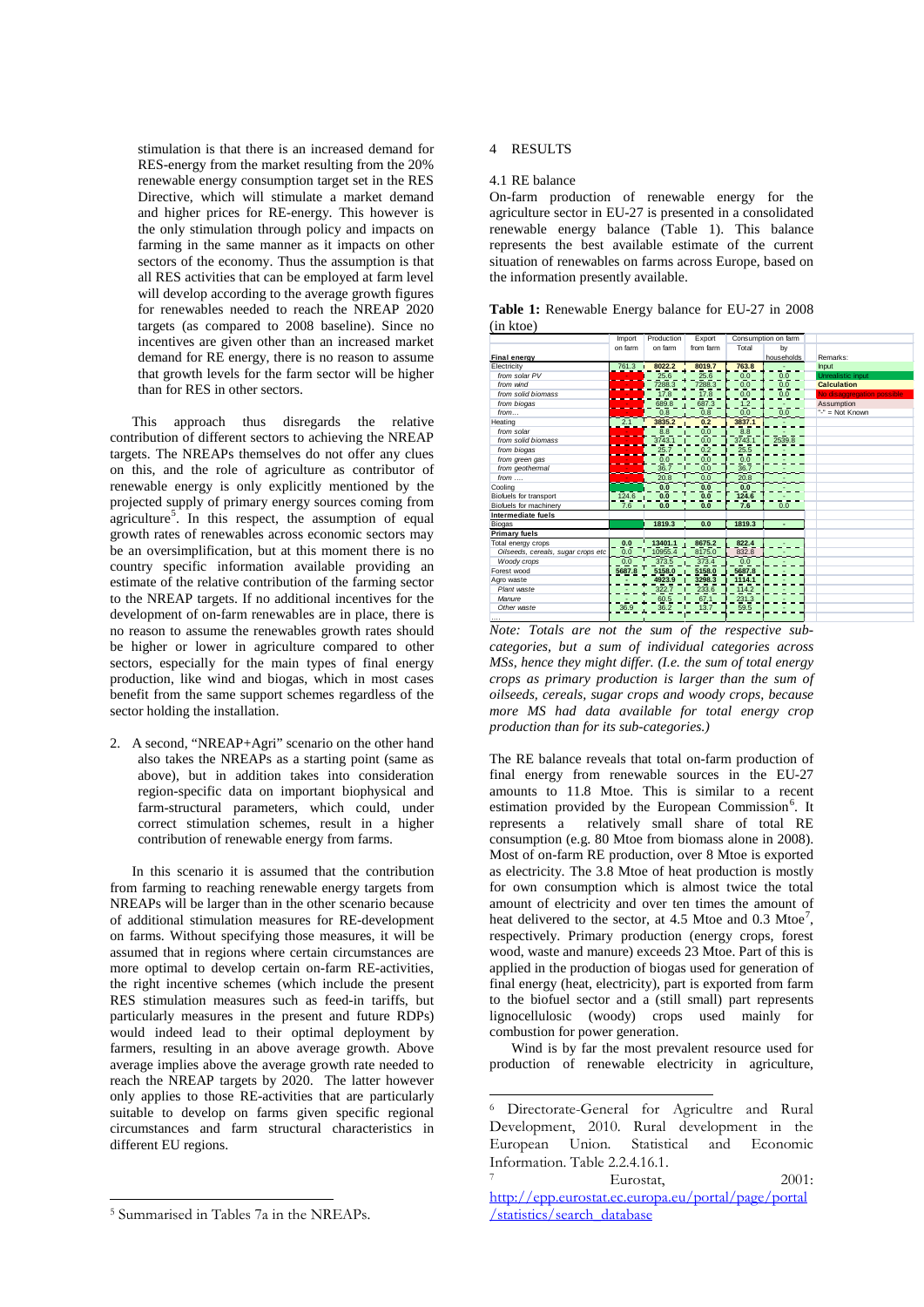stimulation is that there is an increased demand for RES-energy from the market resulting from the 20% renewable energy consumption target set in the RES Directive, which will stimulate a market demand and higher prices for RE-energy. This however is the only stimulation through policy and impacts on farming in the same manner as it impacts on other sectors of the economy. Thus the assumption is that all RES activities that can be employed at farm level will develop according to the average growth figures for renewables needed to reach the NREAP 2020 targets (as compared to 2008 baseline). Since no incentives are given other than an increased market demand for RE energy, there is no reason to assume that growth levels for the farm sector will be higher than for RES in other sectors.

This approach thus disregards the relative contribution of different sectors to achieving the NREAP targets. The NREAPs themselves do not offer any clues on this, and the role of agriculture as contributor of renewable energy is only explicitly mentioned by the projected supply of primary energy sources coming from agriculture[5]. In this respect, the assumption of equal growth rates of renewables across economic sectors may be an oversimplification, but at this moment there is no country specific information available providing an estimate of the relative contribution of the farming sector to the NREAP targets. If no additional incentives for the development of on-farm renewables are in place, there is no reason to assume the renewables growth rates should be higher or lower in agriculture compared to other sectors, especially for the main types of final energy production, like wind and biogas, which in most cases benefit from the same support schemes regardless of the sector holding the installation.

2. A second, "NREAP+Agri" scenario on the other hand also takes the NREAPs as a starting point (same as above), but in addition takes into consideration region-specific data on important biophysical and farm-structural parameters, which could, under correct stimulation schemes, result in a higher contribution of renewable energy from farms.

In this scenario it is assumed that the contribution from farming to reaching renewable energy targets from NREAPs will be larger than in the other scenario because of additional stimulation measures for RE-development on farms. Without specifying those measures, it will be assumed that in regions where certain circumstances are more optimal to develop certain on-farm RE-activities, the right incentive schemes (which include the present RES stimulation measures such as feed-in tariffs, but particularly measures in the present and future RDPs) would indeed lead to their optimal deployment by farmers, resulting in an above average growth. Above average implies above the average growth rate needed to reach the NREAP targets by 2020. The latter however only applies to those RE-activities that are particularly suitable to develop on farms given specific regional circumstances and farm structural characteristics in different EU regions.

# 4 RESULTS

## 4.1 RE balance

On-farm production of renewable energy for the agriculture sector in EU-27 is presented in a consolidated renewable energy balance (Table 1). This balance represents the best available estimate of the current situation of renewables on farms across Europe, based on the information presently available.

**Table 1:** Renewable Energy balance for EU-27 in 2008 (in ktoe)

| | Import on farm | Production on farm | Export from farm | Consumption on farm: Total | Consumption on farm: by households |
|---|---|---|---|---|---|
| **Final energy** | | | | | |
| Electricity | 761.3 | 8022.2 | 8019.7 | 763.8 | - |
| *from solar PV* | | 25.6 | 25.6 | 0.0 | 0.0 |
| *from wind* | | 7288.3 | 7288.3 | 0.0 | 0.0 |
| *from solid biomass* | | 17.8 | 17.8 | 0.0 | 0.0 |
| *from biogas* | | 689.8 | 687.3 | 1.2 | - |
| *from ...* | | 0.8 | 0.8 | 0.0 | 0.0 |
| Heating | 2.1 | 3835.2 | 0.2 | 3837.1 | - |
| *from solar* | | 8.8 | 0.0 | 8.8 | - |
| *from solid biomass* | | 3743.1 | 0.0 | 3743.1 | 2539.8 |
| *from biogas* | | 25.7 | 0.2 | 25.5 | - |
| *from green gas* | | 0.0 | 0.0 | 0.0 | - |
| *from geothermal* | | 36.7 | 0.0 | 36.7 | - |
| *from ....* | | 20.8 | 0.0 | 20.8 | - |
| Cooling | | 0.0 | 0.0 | 0.0 | - |
| Biofuels for transport | 124.6 | 0.0 | 0.0 | 124.6 | - |
| Biofuels for machinery | 7.6 | 0.0 | 0.0 | 7.6 | 0.0 |
| **Intermediate fuels** | | | | | |
| Biogas | | 1819.3 | 0.0 | 1819.3 | - |
| **Primary fuels** | | | | | |
| Total energy crops | 0.0 | 13401.1 | 8675.2 | 822.4 | - |
| *Oilseeds, cereals, sugar crops etc* | 0.0 | 10955.4 | 8175.0 | 832.6 | - |
| *Woody crops* | 0.0 | 373.5 | 373.4 | 0.0 | - |
| Forest wood | 5687.8 | 5158.0 | 5158.0 | 5687.8 | - |
| Agro waste | - | 4923.9 | 3298.3 | 1114.1 | - |
| *Plant waste* | - | 322.7 | 233.6 | 114.2 | - |
| *Manure* | - | 60.5 | 67.1 | 231.3 | - |
| *Other waste* | 36.9 | 36.2 | 13.7 | 59.5 | - |

Remarks: Input; Unrealistic input; Calculation; No disaggregation possible; Assumption; "-" = Not Known

*Note: Totals are not the sum of the respective sub-categories, but a sum of individual categories across MSs, hence they might differ. (I.e. the sum of total energy crops as primary production is larger than the sum of oilseeds, cereals, sugar crops and woody crops, because more MS had data available for total energy crop production than for its sub-categories.)*

The RE balance reveals that total on-farm production of final energy from renewable sources in the EU-27 amounts to 11.8 Mtoe. This is similar to a recent estimation provided by the European Commission[6]. It represents a relatively small share of total RE consumption (e.g. 80 Mtoe from biomass alone in 2008). Most of on-farm RE production, over 8 Mtoe is exported as electricity. The 3.8 Mtoe of heat production is mostly for own consumption which is almost twice the total amount of electricity and over ten times the amount of heat delivered to the sector, at 4.5 Mtoe and 0.3 Mtoe[7], respectively. Primary production (energy crops, forest wood, waste and manure) exceeds 23 Mtoe. Part of this is applied in the production of biogas used for generation of final energy (heat, electricity), part is exported from farm to the biofuel sector and a (still small) part represents lignocellulosic (woody) crops used mainly for combustion for power generation.

Wind is by far the most prevalent resource used for production of renewable electricity in agriculture,

---

[5] Summarised in Tables 7a in the NREAPs.

[6] Directorate-General for Agricultre and Rural Development, 2010. Rural development in the European Union. Statistical and Economic Information. Table 2.2.4.16.1.

[7] Eurostat, 2001: http://epp.eurostat.ec.europa.eu/portal/page/portal/statistics/search_database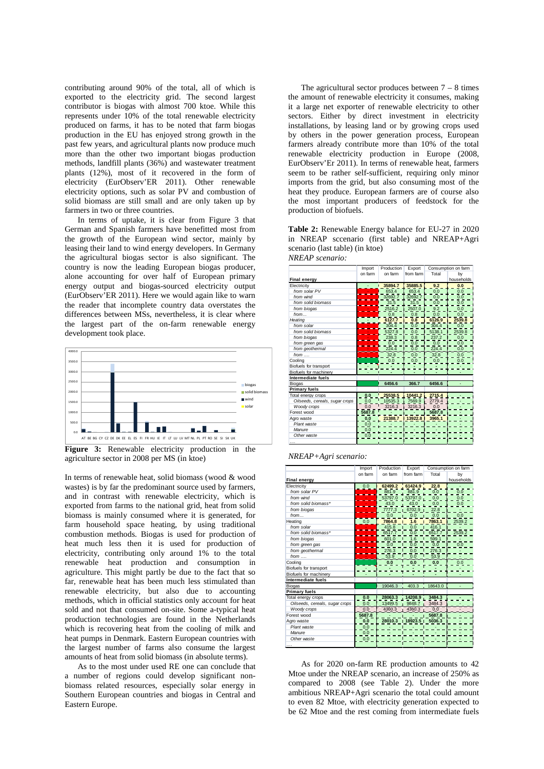contributing around 90% of the total, all of which is exported to the electricity grid. The second largest contributor is biogas with almost 700 ktoe. While this represents under 10% of the total renewable electricity produced on farms, it has to be noted that farm biogas production in the EU has enjoyed strong growth in the past few years, and agricultural plants now produce much more than the other two important biogas production methods, landfill plants (36%) and wastewater treatment plants (12%), most of it recovered in the form of electricity (EurObserv'ER 2011). Other renewable electricity options, such as solar PV and combustion of solid biomass are still small and are only taken up by farmers in two or three countries.

In terms of uptake, it is clear from Figure 3 that German and Spanish farmers have benefitted most from the growth of the European wind sector, mainly by leasing their land to wind energy developers. In Germany the agricultural biogas sector is also significant. The country is now the leading European biogas producer, alone accounting for over half of European primary energy output and biogas-sourced electricity output (EurObserv'ER 2011). Here we would again like to warn the reader that incomplete country data overstates the differences between MSs, nevertheless, it is clear where the largest part of the on-farm renewable energy development took place.

**Figure 3:** Renewable electricity production in the agriculture sector in 2008 per MS (in ktoe)

In terms of renewable heat, solid biomass (wood & wood wastes) is by far the predominant source used by farmers, and in contrast with renewable electricity, which is exported from farms to the national grid, heat from solid biomass is mainly consumed where it is generated, for farm household space heating, by using traditional combustion methods. Biogas is used for production of heat much less then it is used for production of electricity, contributing only around 1% to the total renewable heat production and consumption in agriculture. This might partly be due to the fact that so far, renewable heat has been much less stimulated than renewable electricity, but also due to accounting methods, which in official statistics only account for heat sold and not that consumed on-site. Some a-typical heat production technologies are found in the Netherlands which is recovering heat from the cooling of milk and heat pumps in Denmark. Eastern European countries with the largest number of farms also consume the largest amounts of heat from solid biomass (in absolute terms).

As to the most under used RE one can conclude that a number of regions could develop significant non-biomass related resources, especially solar energy in Southern European countries and biogas in Central and Eastern Europe.

The agricultural sector produces between 7 – 8 times the amount of renewable electricity it consumes, making it a large net exporter of renewable electricity to other sectors. Either by direct investment in electricity installations, by leasing land or by growing crops used by others in the power generation process, European farmers already contribute more than 10% of the total renewable electricity production in Europe (2008, EurObserv'Er 2011). In terms of renewable heat, farmers seem to be rather self-sufficient, requiring only minor imports from the grid, but also consuming most of the heat they produce. European farmers are of course also the most important producers of feedstock for the production of biofuels.

**Table 2:** Renewable Energy balance for EU-27 in 2020 in NREAP sccenario (first table) and NREAP+Agri scenario (last table) (in ktoe)

*NREAP scenario:*

| | Import on farm | Production on farm | Export from farm | Consumption on farm Total | by households |
|---|---|---|---|---|---|
| **Final energy** | | | | | |
| Electricity | - | 35894.7 | 35885.5 | 9.2 | 0.0 |
| *from solar PV* | | 653.4 | 653.4 | 0.0 | 0.0 |
| *from wind* | | 32692.7 | 32692.7 | 0.0 | 0.0 |
| *from solid biomass* | | 31.5 | 31.5 | 0.0 | 0.0 |
| *from biogas* | | 2516.2 | 2507.0 | 9.2 | 0.0 |
| *from...* | | 0.8 | 0.8 | 0.0 | 0.0 |
| Heating | | 6127.7 | 0.8 | 6126.9 | 2539.8 |
| *from solar* | | 304.4 | 0.0 | 304.4 | 0.0 |
| *from solid biomass* | | 5327.8 | 0.0 | 5138.1 | 2539.8 |
| *from biogas* | | 238.3 | 0.8 | 237.2 | 0.0 |
| *from green gas* | | 0.0 | 0.0 | 0.0 | 0.0 |
| *from geothermal* | | 224.4 | 0.0 | 224.4 | 0.0 |
| *from ....* | | 32.8 | 0.0 | 32.8 | 0.0 |
| Cooling | | 0.0 | 0.0 | 0.0 | 0.0 |
| Biofuels for transport | | - | - | - | - |
| Biofuels for machinery | - | - | - | - | - |
| **Intermediate fuels** | | | | | |
| Biogas | | 6456.6 | 366.7 | 6456.6 | - |
| **Primary fuels** | | | | | |
| Total energy crops | 0.0 | 25538.5 | 10441.2 | 2715.4 | - |
| *Oilseeds, cereals, sugar crops* | 0.0 | 10535.3 | 7569.9 | 2779.4 | - |
| *Woody crops* | 0.0 | 3216.3 | 3216.3 | 0.0 | - |
| Forest wood | 5687.8 | - | - | 5687.8 | - |
| Agro waste | 0.0 | 21388.7 | 13922.8 | 3965.1 | - |
| *Plant waste* | 0.0 | - | - | - | - |
| *Manure* | 0.0 | - | - | - | - |
| *Other waste* | 0.0 | - | - | - | - |
| .... | | | | | |

*NREAP+Agri scenario:*

| | Import on farm | Production on farm | Export from farm | Consumption on farm Total | by households |
|---|---|---|---|---|---|
| **Final energy** | | | | | |
| Electricity | 0.0 | 62499.2 | 61424.9 | 22.8 | - |
| *from solar PV* | | 881.9 | 881.9 | 0.0 | 0.0 |
| *from wind* | | 53797.0 | 53797.0 | 0.0 | 0.0 |
| *from solid biomass\** | | 43.0 | 43.0 | 0.0 | 0.0 |
| *from biogas* | | 7777.3 | 6702.9 | 22.8 | - |
| *from...* | | 0.0 | 0.0 | 0.0 | 0.0 |
| Heating | 0.0 | 7864.8 | 1.6 | 7863.1 | 2539.2 |
| *from solar* | | 415.8 | 0.0 | 416.1 | - |
| *from solid biomass\** | | 6517.7 | 0.0 | 6517.7 | 2539.2 |
| *from biogas* | | 601.0 | 1.6 | 599.1 | - |
| *from green gas* | | 0.0 | 0.0 | 0.0 | 0.0 |
| *from geothermal* | | 276.3 | 0.0 | 276.3 | - |
| *from ....* | | 53.9 | 0.0 | 53.9 | - |
| Cooling | | 0.0 | 0.0 | 0.0 | 0.0 |
| Biofuels for transport | | - | - | - | - |
| Biofuels for machinery | - | - | - | - | - |
| **Intermediate fuels** | | | | | |
| Biogas | | 19046.3 | 403.3 | 18643.0 | - |
| **Primary fuels** | | | | | |
| Total energy crops | 0.0 | 28063.3 | 14208.9 | 3484.3 | - |
| *Oilseeds, cereals, sugar crops* | 0.0 | 13499.5 | 9848.7 | 3484.3 | |
| *Woody crops* | 0.0 | 4360.3 | 4360.3 | 0.0 | |
| Forest wood | 5687.8 | - | - | 5687.8 | - |
| Agro waste | 0.0 | 28010.3 | 18923.5 | 5036.3 | - |
| *Plant waste* | 0.0 | - | - | - | - |
| *Manure* | 0.0 | - | - | - | - |
| *Other waste* | 0.0 | - | - | - | - |
| .... | | | | | |

As for 2020 on-farm RE production amounts to 42 Mtoe under the NREAP scenario, an increase of 250% as compared to 2008 (see Table 2). Under the more ambitious NREAP+Agri scenario the total could amount to even 82 Mtoe, with electricity generation expected to be 62 Mtoe and the rest coming from intermediate fuels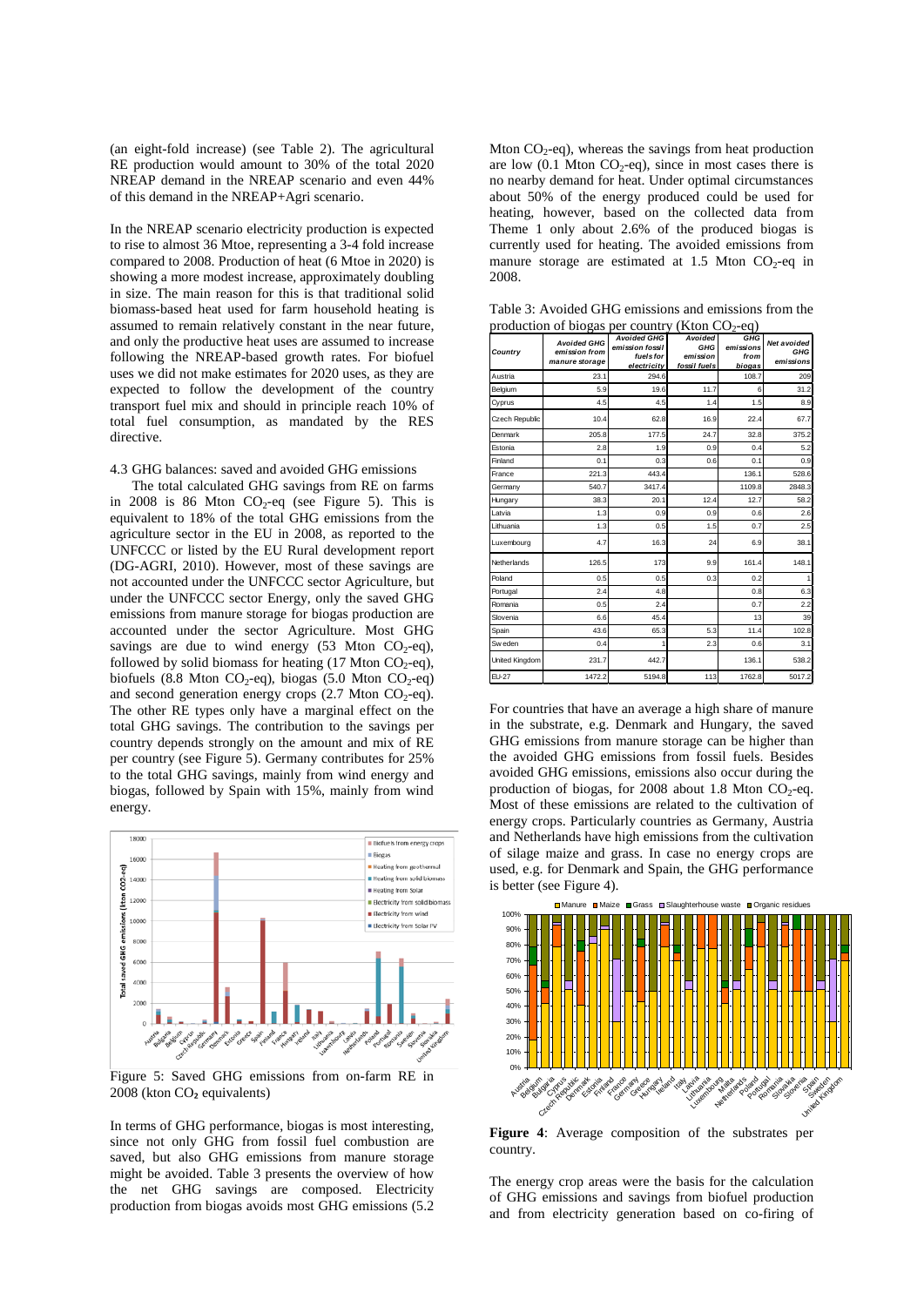(an eight-fold increase) (see Table 2). The agricultural RE production would amount to 30% of the total 2020 NREAP demand in the NREAP scenario and even 44% of this demand in the NREAP+Agri scenario.

In the NREAP scenario electricity production is expected to rise to almost 36 Mtoe, representing a 3-4 fold increase compared to 2008. Production of heat (6 Mtoe in 2020) is showing a more modest increase, approximately doubling in size. The main reason for this is that traditional solid biomass-based heat used for farm household heating is assumed to remain relatively constant in the near future, and only the productive heat uses are assumed to increase following the NREAP-based growth rates. For biofuel uses we did not make estimates for 2020 uses, as they are expected to follow the development of the country transport fuel mix and should in principle reach 10% of total fuel consumption, as mandated by the RES directive.

### 4.3 GHG balances: saved and avoided GHG emissions

The total calculated GHG savings from RE on farms in 2008 is 86 Mton $CO_2$-eq (see Figure 5). This is equivalent to 18% of the total GHG emissions from the agriculture sector in the EU in 2008, as reported to the UNFCCC or listed by the EU Rural development report (DG-AGRI, 2010). However, most of these savings are not accounted under the UNFCCC sector Agriculture, but under the UNFCCC sector Energy, only the saved GHG emissions from manure storage for biogas production are accounted under the sector Agriculture. Most GHG savings are due to wind energy (53 Mton $CO_2$-eq), followed by solid biomass for heating (17 Mton $CO_2$-eq), biofuels (8.8 Mton $CO_2$-eq), biogas (5.0 Mton $CO_2$-eq) and second generation energy crops (2.7 Mton $CO_2$-eq). The other RE types only have a marginal effect on the total GHG savings. The contribution to the savings per country depends strongly on the amount and mix of RE per country (see Figure 5). Germany contributes for 25% to the total GHG savings, mainly from wind energy and biogas, followed by Spain with 15%, mainly from wind energy.

Figure 5: Saved GHG emissions from on-farm RE in 2008 (kton $CO_2$ equivalents)

In terms of GHG performance, biogas is most interesting, since not only GHG from fossil fuel combustion are saved, but also GHG emissions from manure storage might be avoided. Table 3 presents the overview of how the net GHG savings are composed. Electricity production from biogas avoids most GHG emissions (5.2 Mton $CO_2$-eq), whereas the savings from heat production are low (0.1 Mton $CO_2$-eq), since in most cases there is no nearby demand for heat. Under optimal circumstances about 50% of the energy produced could be used for heating, however, based on the collected data from Theme 1 only about 2.6% of the produced biogas is currently used for heating. The avoided emissions from manure storage are estimated at 1.5 Mton $CO_2$-eq in 2008.

Table 3: Avoided GHG emissions and emissions from the production of biogas per country (Kton $CO_2$-eq)

| Country | Avoided GHG emission from manure storage | Avoided GHG emission fossil fuels for electricity | Avoided GHG emission fossil fuels | GHG emissions from biogas | Net avoided GHG emissions |
|---|---|---|---|---|---|
| Austria | 23.1 | 294.6 | | 108.7 | 209 |
| Belgium | 5.9 | 19.6 | 11.7 | 6 | 31.2 |
| Cyprus | 4.5 | 4.5 | 1.4 | 1.5 | 8.9 |
| Czech Republic | 10.4 | 62.8 | 16.9 | 22.4 | 67.7 |
| Denmark | 205.8 | 177.5 | 24.7 | 32.8 | 375.2 |
| Estonia | 2.8 | 1.9 | 0.9 | 0.4 | 5.2 |
| Finland | 0.1 | 0.3 | 0.6 | 0.1 | 0.9 |
| France | 221.3 | 443.4 | | 136.1 | 528.6 |
| Germany | 540.7 | 3417.4 | | 1109.8 | 2848.3 |
| Hungary | 38.3 | 20.1 | 12.4 | 12.7 | 58.2 |
| Latvia | 1.3 | 0.9 | 0.9 | 0.6 | 2.6 |
| Lithuania | 1.3 | 0.5 | 1.5 | 0.7 | 2.5 |
| Luxembourg | 4.7 | 16.3 | 24 | 6.9 | 38.1 |
| Netherlands | 126.5 | 173 | 9.9 | 161.4 | 148.1 |
| Poland | 0.5 | 0.5 | 0.3 | 0.2 | 1 |
| Portugal | 2.4 | 4.8 | | 0.8 | 6.3 |
| Romania | 0.5 | 2.4 | | 0.7 | 2.2 |
| Slovenia | 6.6 | 45.4 | | 13 | 39 |
| Spain | 43.6 | 65.3 | 5.3 | 11.4 | 102.8 |
| Sweden | 0.4 | 1 | 2.3 | 0.6 | 3.1 |
| United Kingdom | 231.7 | 442.7 | | 136.1 | 538.2 |
| EU-27 | 1472.2 | 5194.8 | 113 | 1762.8 | 5017.2 |

For countries that have an average a high share of manure in the substrate, e.g. Denmark and Hungary, the saved GHG emissions from manure storage can be higher than the avoided GHG emissions from fossil fuels. Besides avoided GHG emissions, emissions also occur during the production of biogas, for 2008 about 1.8 Mton $CO_2$-eq. Most of these emissions are related to the cultivation of energy crops. Particularly countries as Germany, Austria and Netherlands have high emissions from the cultivation of silage maize and grass. In case no energy crops are used, e.g. for Denmark and Spain, the GHG performance is better (see Figure 4).

**Figure 4**: Average composition of the substrates per country.

The energy crop areas were the basis for the calculation of GHG emissions and savings from biofuel production and from electricity generation based on co-firing of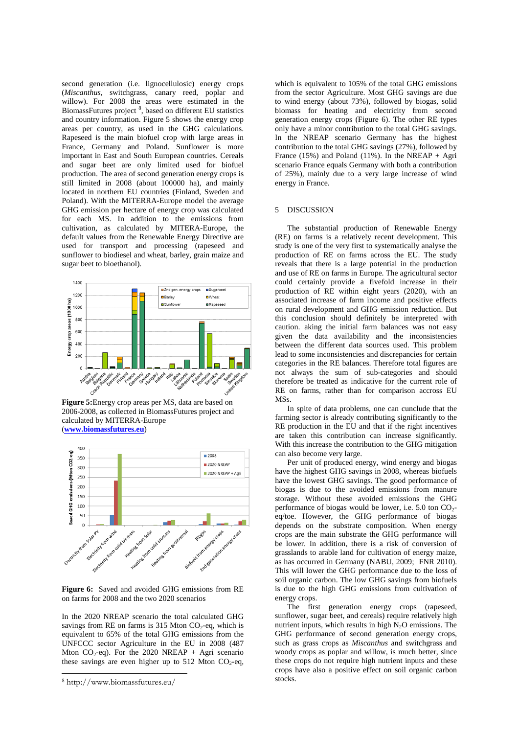second generation (i.e. lignocellulosic) energy crops (*Miscanthus*, switchgrass, canary reed, poplar and willow). For 2008 the areas were estimated in the BiomassFutures project [8], based on different EU statistics and country information. Figure 5 shows the energy crop areas per country, as used in the GHG calculations. Rapeseed is the main biofuel crop with large areas in France, Germany and Poland. Sunflower is more important in East and South European countries. Cereals and sugar beet are only limited used for biofuel production. The area of second generation energy crops is still limited in 2008 (about 100000 ha), and mainly located in northern EU countries (Finland, Sweden and Poland). With the MITERRA-Europe model the average GHG emission per hectare of energy crop was calculated for each MS. In addition to the emissions from cultivation, as calculated by MITERA-Europe, the default values from the Renewable Energy Directive are used for transport and processing (rapeseed and sunflower to biodiesel and wheat, barley, grain maize and sugar beet to bioethanol).

**Figure 5:**Energy crop areas per MS, data are based on 2006-2008, as collected in BiomassFutures project and calculated by MITERRA-Europe (**www.biomassfutures.eu**)

**Figure 6:** Saved and avoided GHG emissions from RE on farms for 2008 and the two 2020 scenarios

In the 2020 NREAP scenario the total calculated GHG savings from RE on farms is 315 Mton $CO_2$-eq, which is equivalent to 65% of the total GHG emissions from the UNFCCC sector Agriculture in the EU in 2008 (487 Mton $CO_2$-eq). For the 2020 NREAP + Agri scenario these savings are even higher up to 512 Mton $CO_2$-eq, which is equivalent to 105% of the total GHG emissions from the sector Agriculture. Most GHG savings are due to wind energy (about 73%), followed by biogas, solid biomass for heating and electricity from second generation energy crops (Figure 6). The other RE types only have a minor contribution to the total GHG savings. In the NREAP scenario Germany has the highest contribution to the total GHG savings (27%), followed by France (15%) and Poland (11%). In the NREAP + Agri scenario France equals Germany with both a contribution of 25%), mainly due to a very large increase of wind energy in France.

## 5 DISCUSSION

The substantial production of Renewable Energy (RE) on farms is a relatively recent development. This study is one of the very first to systematically analyse the production of RE on farms across the EU. The study reveals that there is a large potential in the production and use of RE on farms in Europe. The agricultural sector could certainly provide a fivefold increase in their production of RE within eight years (2020), with an associated increase of farm income and positive effects on rural development and GHG emission reduction. But this conclusion should definitely be interpreted with caution. aking the initial farm balances was not easy given the data availability and the inconsistencies between the different data sources used. This problem lead to some inconsistencies and discrepancies for certain categories in the RE balances. Therefore total figures are not always the sum of sub-categories and should therefore be treated as indicative for the current role of RE on farms, rather than for comparison accross EU MSs.

In spite of data problems, one can cunclude that the farming sector is already contributing significantly to the RE production in the EU and that if the right incentives are taken this contribution can increase significantly. With this increase the contribution to the GHG mitigation can also become very large.

Per unit of produced energy, wind energy and biogas have the highest GHG savings in 2008, whereas biofuels have the lowest GHG savings. The good performance of biogas is due to the avoided emissions from manure storage. Without these avoided emissions the GHG performance of biogas would be lower, i.e. 5.0 ton $CO_2$-eq/toe. However, the GHG performance of biogas depends on the substrate composition. When energy crops are the main substrate the GHG performance will be lower. In addition, there is a risk of conversion of grasslands to arable land for cultivation of energy maize, as has occurred in Germany (NABU, 2009; FNR 2010). This will lower the GHG performance due to the loss of soil organic carbon. The low GHG savings from biofuels is due to the high GHG emissions from cultivation of energy crops.

The first generation energy crops (rapeseed, sunflower, sugar beet, and cereals) require relatively high nutrient inputs, which results in high $N_2O$ emissions. The GHG performance of second generation energy crops, such as grass crops as *Miscanthus* and switchgrass and woody crops as poplar and willow, is much better, since these crops do not require high nutrient inputs and these crops have also a positive effect on soil organic carbon stocks.

[8] http://www.biomassfutures.eu/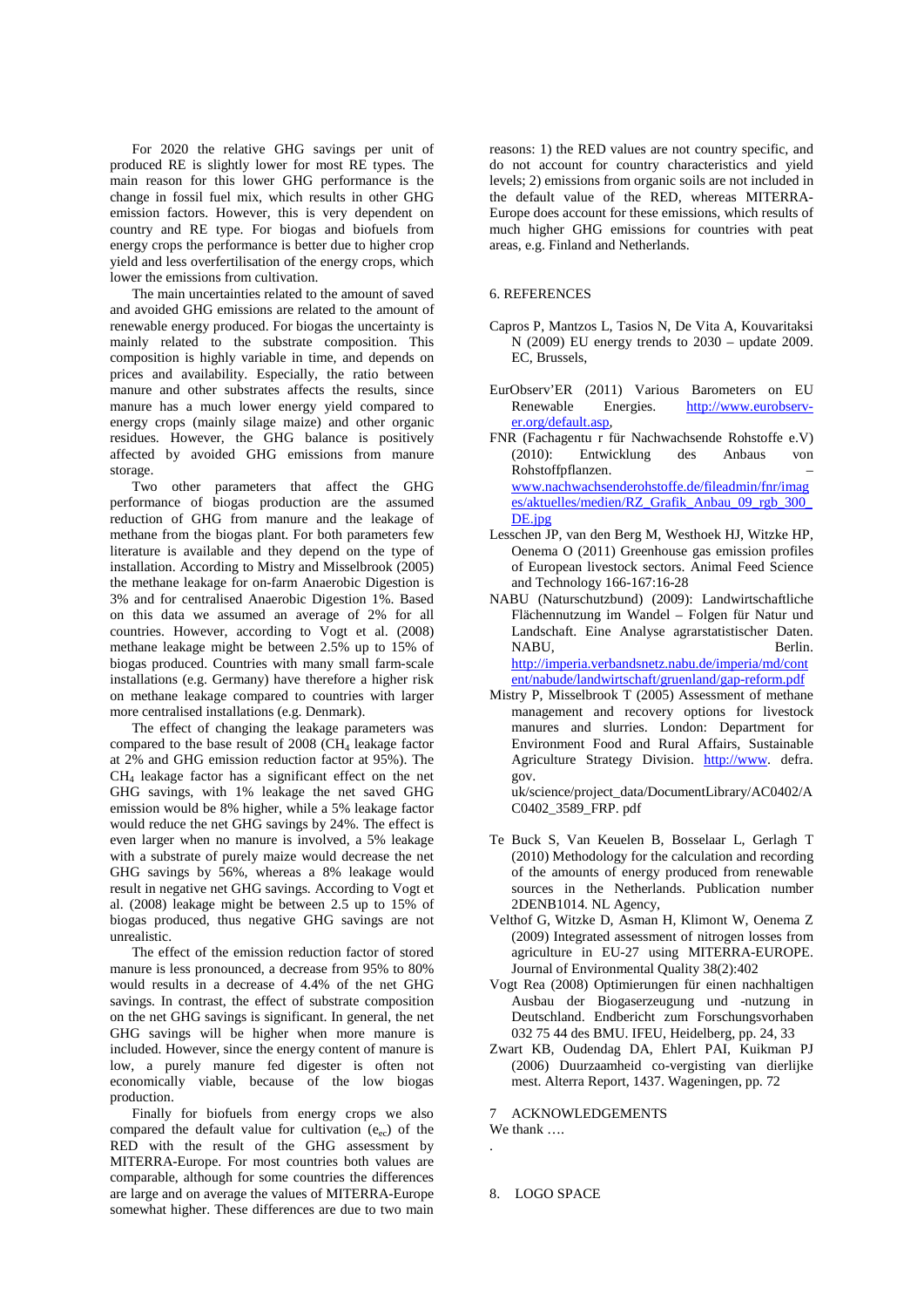For 2020 the relative GHG savings per unit of produced RE is slightly lower for most RE types. The main reason for this lower GHG performance is the change in fossil fuel mix, which results in other GHG emission factors. However, this is very dependent on country and RE type. For biogas and biofuels from energy crops the performance is better due to higher crop yield and less overfertilisation of the energy crops, which lower the emissions from cultivation.

The main uncertainties related to the amount of saved and avoided GHG emissions are related to the amount of renewable energy produced. For biogas the uncertainty is mainly related to the substrate composition. This composition is highly variable in time, and depends on prices and availability. Especially, the ratio between manure and other substrates affects the results, since manure has a much lower energy yield compared to energy crops (mainly silage maize) and other organic residues. However, the GHG balance is positively affected by avoided GHG emissions from manure storage.

Two other parameters that affect the GHG performance of biogas production are the assumed reduction of GHG from manure and the leakage of methane from the biogas plant. For both parameters few literature is available and they depend on the type of installation. According to Mistry and Misselbrook (2005) the methane leakage for on-farm Anaerobic Digestion is 3% and for centralised Anaerobic Digestion 1%. Based on this data we assumed an average of 2% for all countries. However, according to Vogt et al. (2008) methane leakage might be between 2.5% up to 15% of biogas produced. Countries with many small farm-scale installations (e.g. Germany) have therefore a higher risk on methane leakage compared to countries with larger more centralised installations (e.g. Denmark).

The effect of changing the leakage parameters was compared to the base result of 2008 ($CH_4$ leakage factor at 2% and GHG emission reduction factor at 95%). The $CH_4$ leakage factor has a significant effect on the net GHG savings, with 1% leakage the net saved GHG emission would be 8% higher, while a 5% leakage factor would reduce the net GHG savings by 24%. The effect is even larger when no manure is involved, a 5% leakage with a substrate of purely maize would decrease the net GHG savings by 56%, whereas a 8% leakage would result in negative net GHG savings. According to Vogt et al. (2008) leakage might be between 2.5 up to 15% of biogas produced, thus negative GHG savings are not unrealistic.

The effect of the emission reduction factor of stored manure is less pronounced, a decrease from 95% to 80% would results in a decrease of 4.4% of the net GHG savings. In contrast, the effect of substrate composition on the net GHG savings is significant. In general, the net GHG savings will be higher when more manure is included. However, since the energy content of manure is low, a purely manure fed digester is often not economically viable, because of the low biogas production.

Finally for biofuels from energy crops we also compared the default value for cultivation ($e_{ec}$) of the RED with the result of the GHG assessment by MITERRA-Europe. For most countries both values are comparable, although for some countries the differences are large and on average the values of MITERRA-Europe somewhat higher. These differences are due to two main reasons: 1) the RED values are not country specific, and do not account for country characteristics and yield levels; 2) emissions from organic soils are not included in the default value of the RED, whereas MITERRA-Europe does account for these emissions, which results of much higher GHG emissions for countries with peat areas, e.g. Finland and Netherlands.

## 6. REFERENCES

Capros P, Mantzos L, Tasios N, De Vita A, Kouvaritaksi N (2009) EU energy trends to 2030 – update 2009. EC, Brussels,

EurObserv'ER (2011) Various Barometers on EU Renewable Energies. http://www.eurobserv-er.org/default.asp,

FNR (Fachagentu r für Nachwachsende Rohstoffe e.V) (2010): Entwicklung des Anbaus von Rohstoffpflanzen. – www.nachwachsenderohstoffe.de/fileadmin/fnr/images/aktuelles/medien/RZ_Grafik_Anbau_09_rgb_300_DE.jpg

Lesschen JP, van den Berg M, Westhoek HJ, Witzke HP, Oenema O (2011) Greenhouse gas emission profiles of European livestock sectors. Animal Feed Science and Technology 166-167:16-28

NABU (Naturschutzbund) (2009): Landwirtschaftliche Flächennutzung im Wandel – Folgen für Natur und Landschaft. Eine Analyse agrarstatistischer Daten. NABU, Berlin. http://imperia.verbandsnetz.nabu.de/imperia/md/content/nabude/landwirtschaft/gruenland/gap-reform.pdf

Mistry P, Misselbrook T (2005) Assessment of methane management and recovery options for livestock manures and slurries. London: Department for Environment Food and Rural Affairs, Sustainable Agriculture Strategy Division. http://www. defra. gov. uk/science/project_data/DocumentLibrary/AC0402/AC0402_3589_FRP. pdf

Te Buck S, Van Keuelen B, Bosselaar L, Gerlagh T (2010) Methodology for the calculation and recording of the amounts of energy produced from renewable sources in the Netherlands. Publication number 2DENB1014. NL Agency,

Velthof G, Witzke D, Asman H, Klimont W, Oenema Z (2009) Integrated assessment of nitrogen losses from agriculture in EU-27 using MITERRA-EUROPE. Journal of Environmental Quality 38(2):402

Vogt Rea (2008) Optimierungen für einen nachhaltigen Ausbau der Biogaserzeugung und -nutzung in Deutschland. Endbericht zum Forschungsvorhaben 032 75 44 des BMU. IFEU, Heidelberg, pp. 24, 33

Zwart KB, Oudendag DA, Ehlert PAI, Kuikman PJ (2006) Duurzaamheid co-vergisting van dierlijke mest. Alterra Report, 1437. Wageningen, pp. 72

## 7 ACKNOWLEDGEMENTS

We thank ….

.

## 8. LOGO SPACE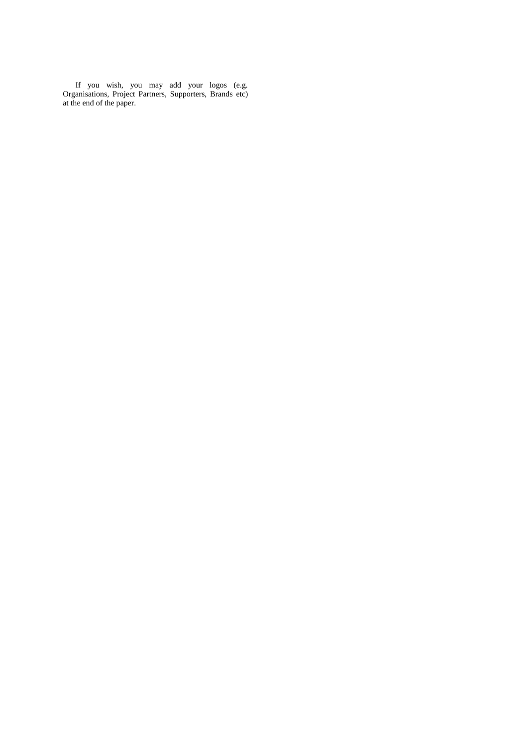If you wish, you may add your logos (e.g. Organisations, Project Partners, Supporters, Brands etc) at the end of the paper.